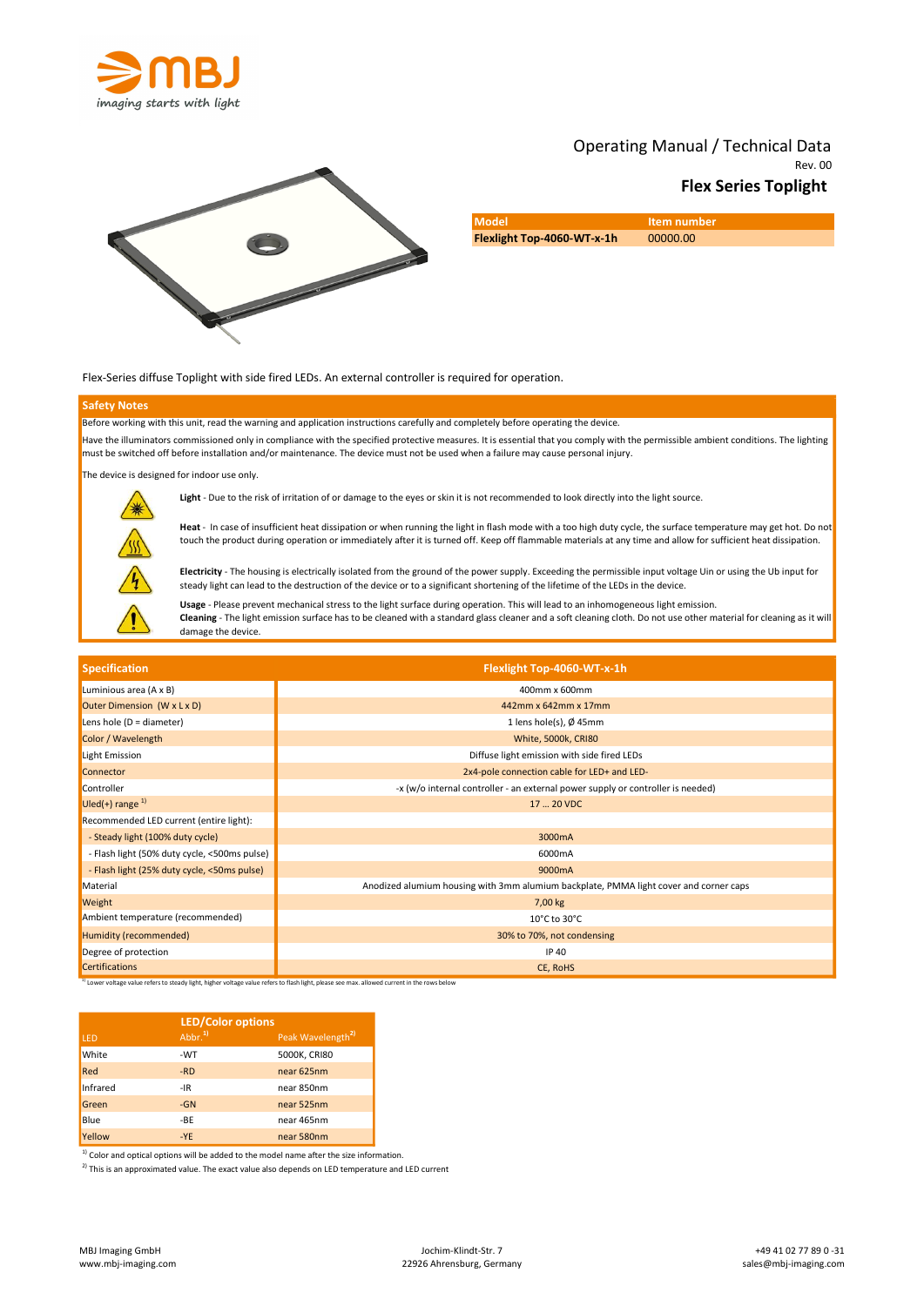MBJ
imaging starts with light

# Operating Manual / Technical Data

Rev. 00

## Flex Series Toplight

| Model | Item number |
|---|---|
| **Flexlight Top-4060-WT-x-1h** | 00000.00 |

Flex-Series diffuse Toplight with side fired LEDs. An external controller is required for operation.

## Safety Notes

Before working with this unit, read the warning and application instructions carefully and completely before operating the device.

Have the illuminators commissioned only in compliance with the specified protective measures. It is essential that you comply with the permissible ambient conditions. The lighting must be switched off before installation and/or maintenance. The device must not be used when a failure may cause personal injury.

The device is designed for indoor use only.

**Light** - Due to the risk of irritation of or damage to the eyes or skin it is not recommended to look directly into the light source.

**Heat** - In case of insufficient heat dissipation or when running the light in flash mode with a too high duty cycle, the surface temperature may get hot. Do not touch the product during operation or immediately after it is turned off. Keep off flammable materials at any time and allow for sufficient heat dissipation.

**Electricity** - The housing is electrically isolated from the ground of the power supply. Exceeding the permissible input voltage Uin or using the Ub input for steady light can lead to the destruction of the device or to a significant shortening of the lifetime of the LEDs in the device.

**Usage** - Please prevent mechanical stress to the light surface during operation. This will lead to an inhomogeneous light emission.
**Cleaning** - The light emission surface has to be cleaned with a standard glass cleaner and a soft cleaning cloth. Do not use other material for cleaning as it will damage the device.

| Specification | Flexlight Top-4060-WT-x-1h |
|---|---|
| Luminious area (A x B) | 400mm x 600mm |
| Outer Dimension (W x L x D) | 442mm x 642mm x 17mm |
| Lens hole (D = diameter) | 1 lens hole(s), Ø 45mm |
| Color / Wavelength | White, 5000k, CRI80 |
| Light Emission | Diffuse light emission with side fired LEDs |
| Connector | 2x4-pole connection cable for LED+ and LED- |
| Controller | -x (w/o internal controller - an external power supply or controller is needed) |
| Uled(+) range [1] | 17 ... 20 VDC |
| Recommended LED current (entire light): | |
| - Steady light (100% duty cycle) | 3000mA |
| - Flash light (50% duty cycle, <500ms pulse) | 6000mA |
| - Flash light (25% duty cycle, <50ms pulse) | 9000mA |
| Material | Anodized alumium housing with 3mm alumium backplate, PMMA light cover and corner caps |
| Weight | 7,00 kg |
| Ambient temperature (recommended) | 10°C to 30°C |
| Humidity (recommended) | 30% to 70%, not condensing |
| Degree of protection | IP 40 |
| Certifications | CE, RoHS |

[1] Lower voltage value refers to steady light, higher voltage value refers to flash light, please see max. allowed current in the rows below

| LED/Color options | | |
|---|---|---|
| LED | Abbr.[1] | Peak Wavelength[2] |
| White | -WT | 5000K, CRI80 |
| Red | -RD | near 625nm |
| Infrared | -IR | near 850nm |
| Green | -GN | near 525nm |
| Blue | -BE | near 465nm |
| Yellow | -YE | near 580nm |

[1] Color and optical options will be added to the model name after the size information.

[2] This is an approximated value. The exact value also depends on LED temperature and LED current

MBJ Imaging GmbH
www.mbj-imaging.com

Jochim-Klindt-Str. 7
22926 Ahrensburg, Germany

+49 41 02 77 89 0 -31
sales@mbj-imaging.com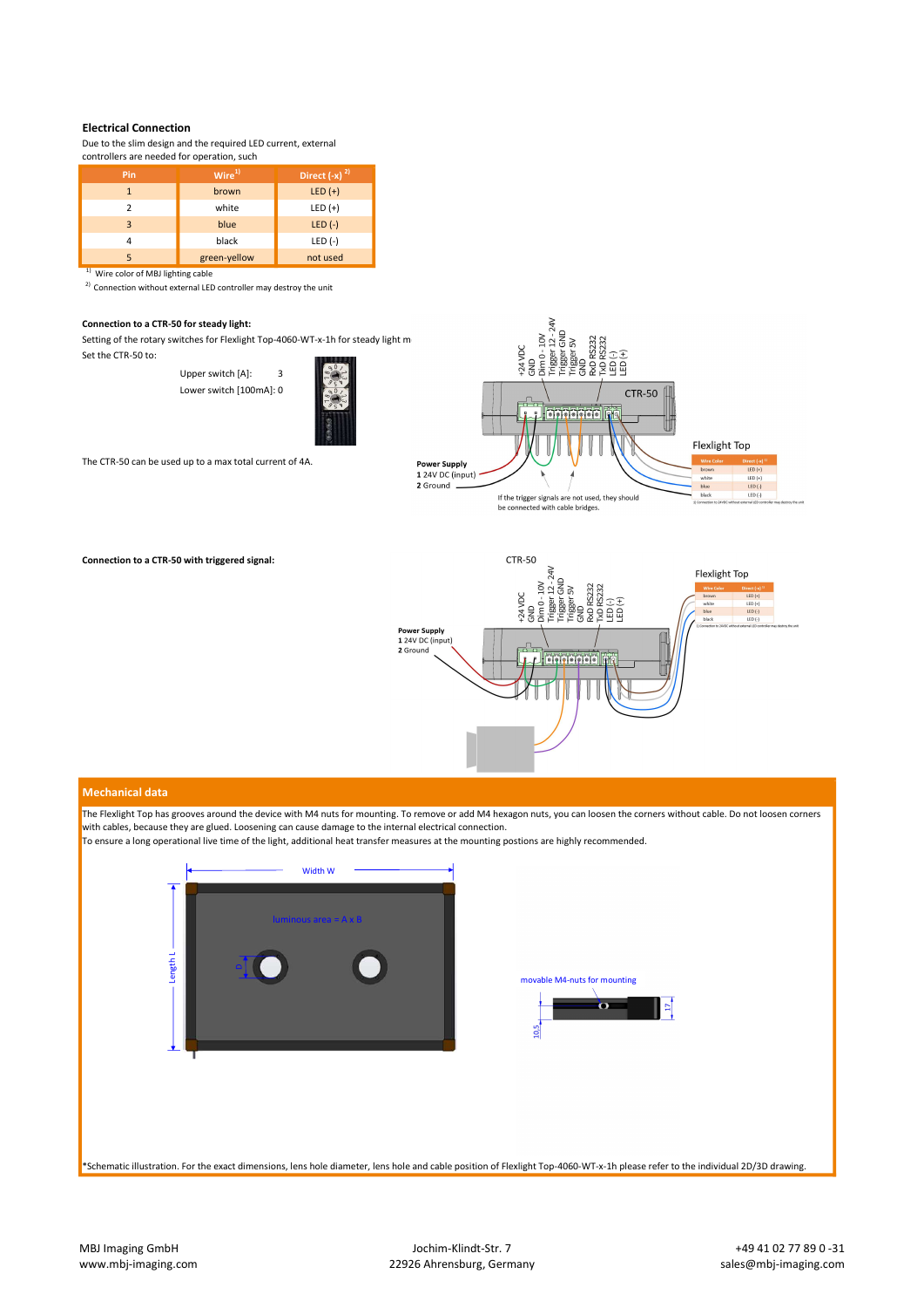## Electrical Connection

Due to the slim design and the required LED current, external controllers are needed for operation, such

| Pin | Wire[1] | Direct (-x) [2] |
|---|---|---|
| 1 | brown | LED (+) |
| 2 | white | LED (+) |
| 3 | blue | LED (-) |
| 4 | black | LED (-) |
| 5 | green-yellow | not used |

[1] Wire color of MBJ lighting cable

[2] Connection without external LED controller may destroy the unit

**Connection to a CTR-50 for steady light:**

Setting of the rotary switches for Flexlight Top-4060-WT-x-1h for steady light m

Set the CTR-50 to:

Upper switch [A]: 3

Lower switch [100mA]: 0

The CTR-50 can be used up to a max total current of 4A.

+24 VDC
GND
Dim 0 - 10V
Trigger 12 - 24V
Trigger GND
Trigger 5V
GND
RxD RS232
TxD RS232
LED (-)
LED (+)

CTR-50

Flexlight Top

**Power Supply**
**1** 24V DC (input)
**2** Ground

If the trigger signals are not used, they should be connected with cable bridges.

**Connection to a CTR-50 with triggered signal:**

CTR-50

Flexlight Top

+24 VDC
GND
Dim 0 - 10V
Trigger 12 - 24V
Trigger GND
Trigger 5V
GND
RxD RS232
TxD RS232
LED (-)
LED (+)

**Power Supply**
**1** 24V DC (input)
**2** Ground

## Mechanical data

The Flexlight Top has grooves around the device with M4 nuts for mounting. To remove or add M4 hexagon nuts, you can loosen the corners without cable. Do not loosen corners with cables, because they are glued. Loosening can cause damage to the internal electrical connection.
To ensure a long operational live time of the light, additional heat transfer measures at the mounting postions are highly recommended.

Width W

luminous area = A x B

Length L

D

movable M4-nuts for mounting

10.5

17

*Schematic illustration. For the exact dimensions, lens hole diameter, lens hole and cable position of Flexlight Top-4060-WT-x-1h please refer to the individual 2D/3D drawing.

MBJ Imaging GmbH
www.mbj-imaging.com

Jochim-Klindt-Str. 7
22926 Ahrensburg, Germany

+49 41 02 77 89 0 -31
sales@mbj-imaging.com